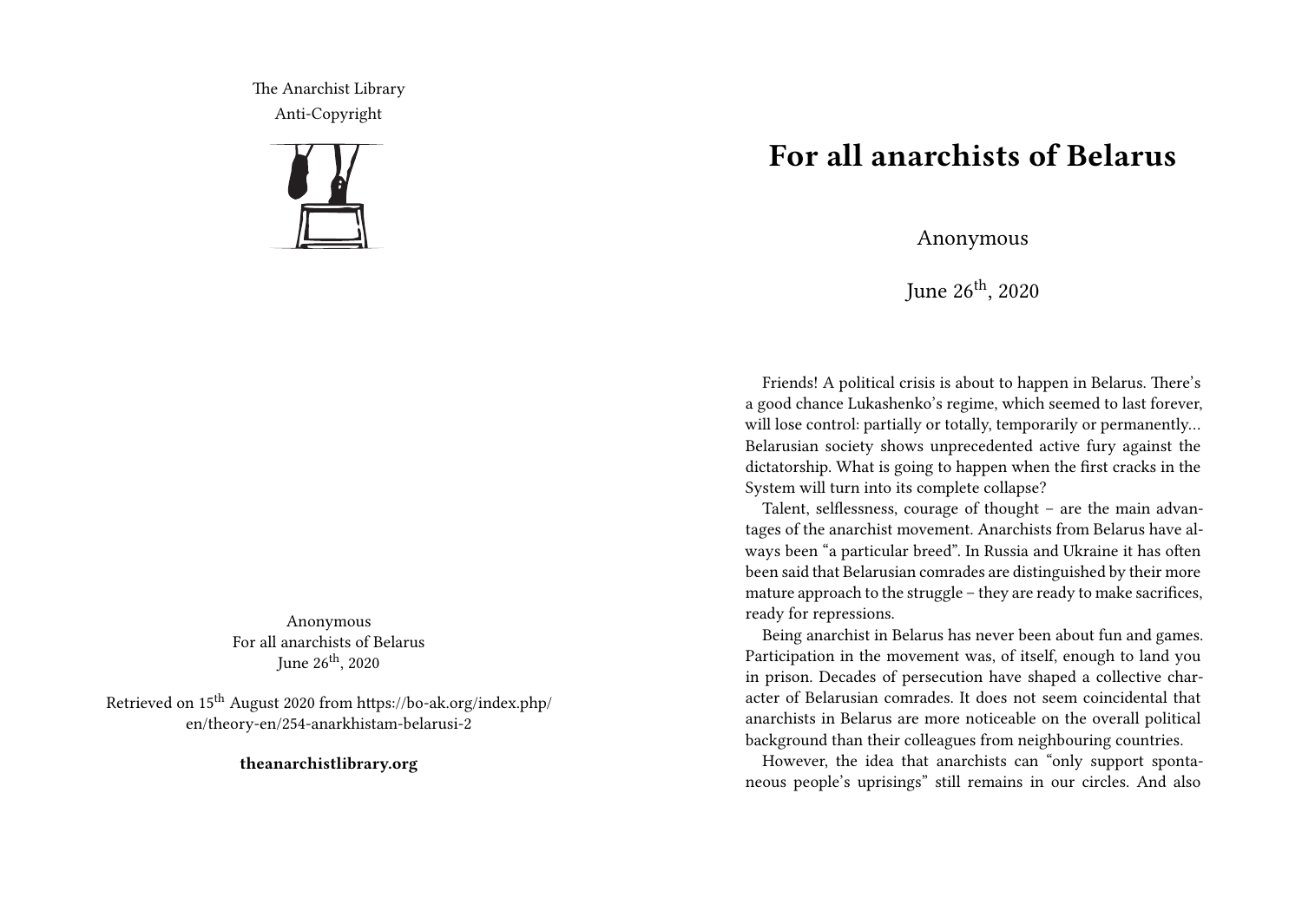The Anarchist Library
Anti-Copyright

Anonymous
For all anarchists of Belarus
June 26th, 2020

Retrieved on 15th August 2020 from https://bo-ak.org/index.php/en/theory-en/254-anarkhistam-belarusi-2

**theanarchistlibrary.org**

# For all anarchists of Belarus

Anonymous

June 26th, 2020

Friends! A political crisis is about to happen in Belarus. There's a good chance Lukashenko's regime, which seemed to last forever, will lose control: partially or totally, temporarily or permanently… Belarusian society shows unprecedented active fury against the dictatorship. What is going to happen when the first cracks in the System will turn into its complete collapse?

Talent, selflessness, courage of thought – are the main advantages of the anarchist movement. Anarchists from Belarus have always been "a particular breed". In Russia and Ukraine it has often been said that Belarusian comrades are distinguished by their more mature approach to the struggle – they are ready to make sacrifices, ready for repressions.

Being anarchist in Belarus has never been about fun and games. Participation in the movement was, of itself, enough to land you in prison. Decades of persecution have shaped a collective character of Belarusian comrades. It does not seem coincidental that anarchists in Belarus are more noticeable on the overall political background than their colleagues from neighbouring countries.

However, the idea that anarchists can "only support spontaneous people's uprisings" still remains in our circles. And also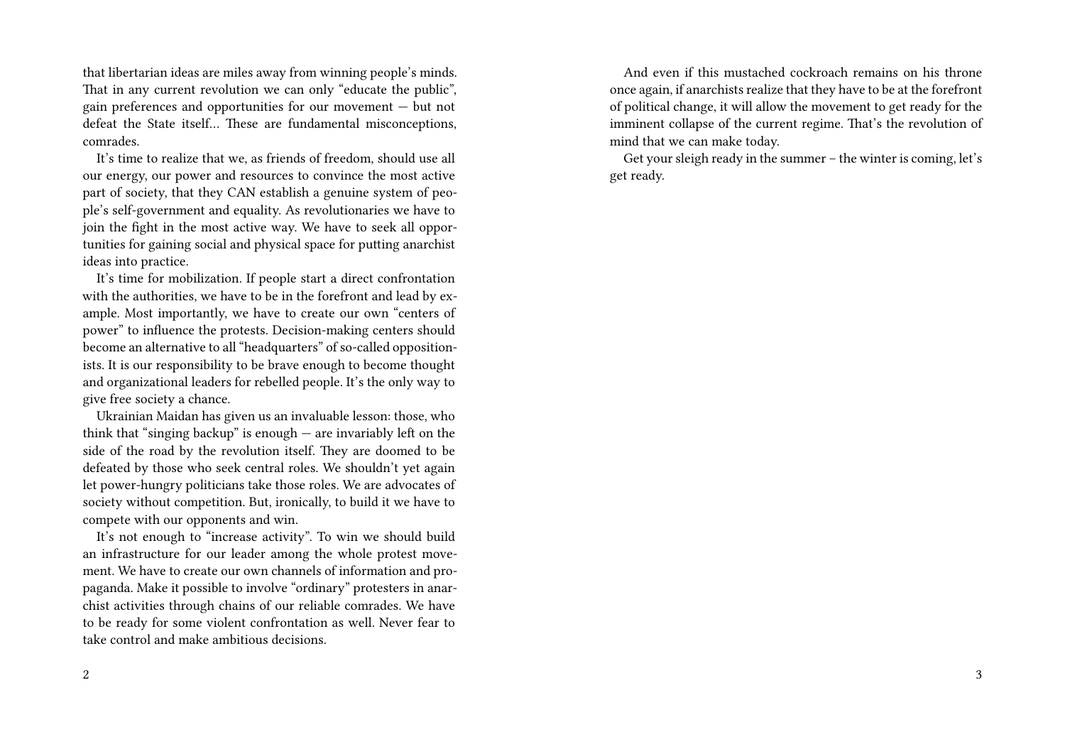that libertarian ideas are miles away from winning people's minds. That in any current revolution we can only "educate the public", gain preferences and opportunities for our movement — but not defeat the State itself… These are fundamental misconceptions, comrades.

It's time to realize that we, as friends of freedom, should use all our energy, our power and resources to convince the most active part of society, that they CAN establish a genuine system of people's self-government and equality. As revolutionaries we have to join the fight in the most active way. We have to seek all opportunities for gaining social and physical space for putting anarchist ideas into practice.

It's time for mobilization. If people start a direct confrontation with the authorities, we have to be in the forefront and lead by example. Most importantly, we have to create our own "centers of power" to influence the protests. Decision-making centers should become an alternative to all "headquarters" of so-called oppositionists. It is our responsibility to be brave enough to become thought and organizational leaders for rebelled people. It's the only way to give free society a chance.

Ukrainian Maidan has given us an invaluable lesson: those, who think that "singing backup" is enough — are invariably left on the side of the road by the revolution itself. They are doomed to be defeated by those who seek central roles. We shouldn't yet again let power-hungry politicians take those roles. We are advocates of society without competition. But, ironically, to build it we have to compete with our opponents and win.

It's not enough to "increase activity". To win we should build an infrastructure for our leader among the whole protest movement. We have to create our own channels of information and propaganda. Make it possible to involve "ordinary" protesters in anarchist activities through chains of our reliable comrades. We have to be ready for some violent confrontation as well. Never fear to take control and make ambitious decisions.

And even if this mustached cockroach remains on his throne once again, if anarchists realize that they have to be at the forefront of political change, it will allow the movement to get ready for the imminent collapse of the current regime. That's the revolution of mind that we can make today.

Get your sleigh ready in the summer – the winter is coming, let's get ready.